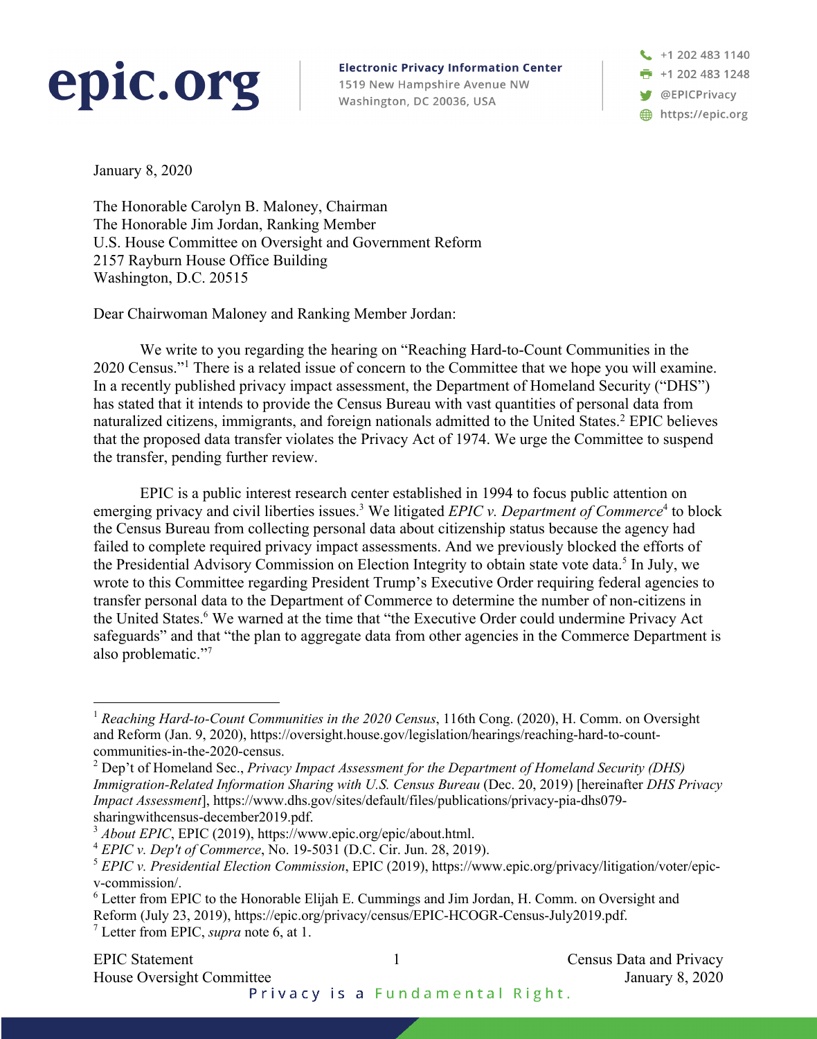**epic.org**

**Electronic Privacy Information Center**
1519 New Hampshire Avenue NW
Washington, DC 20036, USA

+1 202 483 1140
+1 202 483 1248
@EPICPrivacy
https://epic.org

January 8, 2020

The Honorable Carolyn B. Maloney, Chairman
The Honorable Jim Jordan, Ranking Member
U.S. House Committee on Oversight and Government Reform
2157 Rayburn House Office Building
Washington, D.C. 20515

Dear Chairwoman Maloney and Ranking Member Jordan:

We write to you regarding the hearing on "Reaching Hard-to-Count Communities in the 2020 Census."[1] There is a related issue of concern to the Committee that we hope you will examine. In a recently published privacy impact assessment, the Department of Homeland Security ("DHS") has stated that it intends to provide the Census Bureau with vast quantities of personal data from naturalized citizens, immigrants, and foreign nationals admitted to the United States.[2] EPIC believes that the proposed data transfer violates the Privacy Act of 1974. We urge the Committee to suspend the transfer, pending further review.

EPIC is a public interest research center established in 1994 to focus public attention on emerging privacy and civil liberties issues.[3] We litigated *EPIC v. Department of Commerce*[4] to block the Census Bureau from collecting personal data about citizenship status because the agency had failed to complete required privacy impact assessments. And we previously blocked the efforts of the Presidential Advisory Commission on Election Integrity to obtain state vote data.[5] In July, we wrote to this Committee regarding President Trump's Executive Order requiring federal agencies to transfer personal data to the Department of Commerce to determine the number of non-citizens in the United States.[6] We warned at the time that "the Executive Order could undermine Privacy Act safeguards" and that "the plan to aggregate data from other agencies in the Commerce Department is also problematic."[7]

---

[1] *Reaching Hard-to-Count Communities in the 2020 Census*, 116th Cong. (2020), H. Comm. on Oversight and Reform (Jan. 9, 2020), https://oversight.house.gov/legislation/hearings/reaching-hard-to-count-communities-in-the-2020-census.

[2] Dep't of Homeland Sec., *Privacy Impact Assessment for the Department of Homeland Security (DHS) Immigration-Related Information Sharing with U.S. Census Bureau* (Dec. 20, 2019) [hereinafter *DHS Privacy Impact Assessment*], https://www.dhs.gov/sites/default/files/publications/privacy-pia-dhs079-sharingwithcensus-december2019.pdf.

[3] *About EPIC*, EPIC (2019), https://www.epic.org/epic/about.html.

[4] *EPIC v. Dep't of Commerce*, No. 19-5031 (D.C. Cir. Jun. 28, 2019).

[5] *EPIC v. Presidential Election Commission*, EPIC (2019), https://www.epic.org/privacy/litigation/voter/epic-v-commission/.

[6] Letter from EPIC to the Honorable Elijah E. Cummings and Jim Jordan, H. Comm. on Oversight and Reform (July 23, 2019), https://epic.org/privacy/census/EPIC-HCOGR-Census-July2019.pdf.

[7] Letter from EPIC, *supra* note 6, at 1.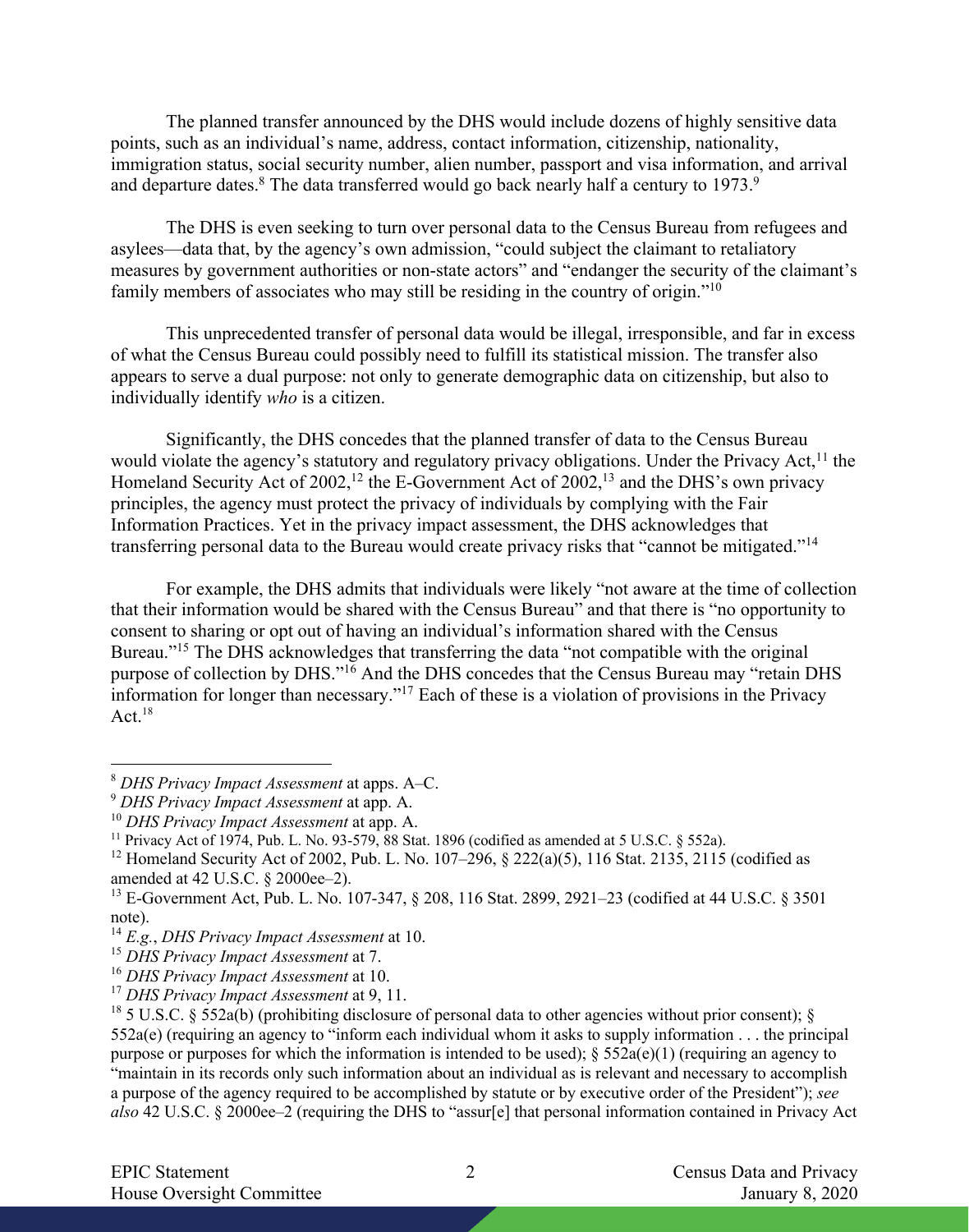The planned transfer announced by the DHS would include dozens of highly sensitive data points, such as an individual's name, address, contact information, citizenship, nationality, immigration status, social security number, alien number, passport and visa information, and arrival and departure dates.[8] The data transferred would go back nearly half a century to 1973.[9]

The DHS is even seeking to turn over personal data to the Census Bureau from refugees and asylees—data that, by the agency's own admission, "could subject the claimant to retaliatory measures by government authorities or non-state actors" and "endanger the security of the claimant's family members of associates who may still be residing in the country of origin."[10]

This unprecedented transfer of personal data would be illegal, irresponsible, and far in excess of what the Census Bureau could possibly need to fulfill its statistical mission. The transfer also appears to serve a dual purpose: not only to generate demographic data on citizenship, but also to individually identify *who* is a citizen.

Significantly, the DHS concedes that the planned transfer of data to the Census Bureau would violate the agency's statutory and regulatory privacy obligations. Under the Privacy Act,[11] the Homeland Security Act of 2002,[12] the E-Government Act of 2002,[13] and the DHS's own privacy principles, the agency must protect the privacy of individuals by complying with the Fair Information Practices. Yet in the privacy impact assessment, the DHS acknowledges that transferring personal data to the Bureau would create privacy risks that "cannot be mitigated."[14]

For example, the DHS admits that individuals were likely "not aware at the time of collection that their information would be shared with the Census Bureau" and that there is "no opportunity to consent to sharing or opt out of having an individual's information shared with the Census Bureau."[15] The DHS acknowledges that transferring the data "not compatible with the original purpose of collection by DHS."[16] And the DHS concedes that the Census Bureau may "retain DHS information for longer than necessary."[17] Each of these is a violation of provisions in the Privacy Act.[18]

---

[8] *DHS Privacy Impact Assessment* at apps. A–C.

[9] *DHS Privacy Impact Assessment* at app. A.

[10] *DHS Privacy Impact Assessment* at app. A.

[11] Privacy Act of 1974, Pub. L. No. 93-579, 88 Stat. 1896 (codified as amended at 5 U.S.C. § 552a).

[12] Homeland Security Act of 2002, Pub. L. No. 107–296, § 222(a)(5), 116 Stat. 2135, 2115 (codified as amended at 42 U.S.C. § 2000ee–2).

[13] E-Government Act, Pub. L. No. 107-347, § 208, 116 Stat. 2899, 2921–23 (codified at 44 U.S.C. § 3501 note).

[14] *E.g.*, *DHS Privacy Impact Assessment* at 10.

[15] *DHS Privacy Impact Assessment* at 7.

[16] *DHS Privacy Impact Assessment* at 10.

[17] *DHS Privacy Impact Assessment* at 9, 11.

[18] 5 U.S.C. § 552a(b) (prohibiting disclosure of personal data to other agencies without prior consent); § 552a(e) (requiring an agency to "inform each individual whom it asks to supply information . . . the principal purpose or purposes for which the information is intended to be used); § 552a(e)(1) (requiring an agency to "maintain in its records only such information about an individual as is relevant and necessary to accomplish a purpose of the agency required to be accomplished by statute or by executive order of the President"); *see also* 42 U.S.C. § 2000ee–2 (requiring the DHS to "assur[e] that personal information contained in Privacy Act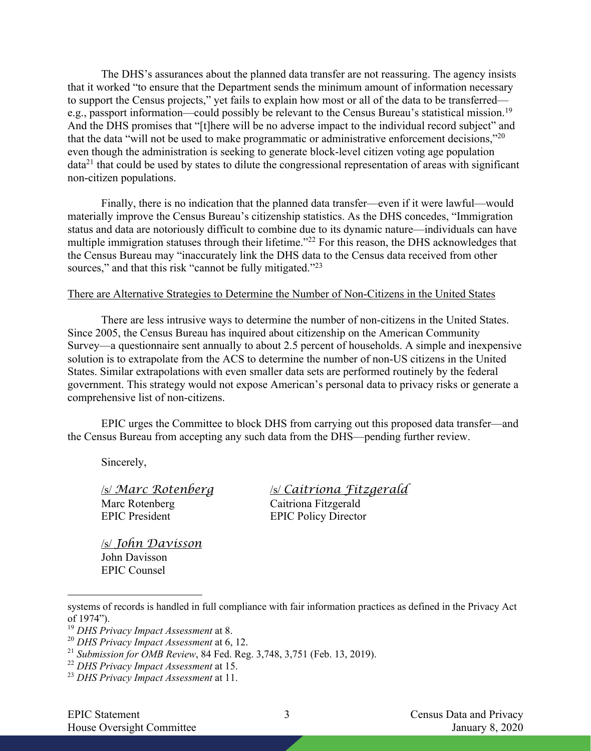The DHS's assurances about the planned data transfer are not reassuring. The agency insists that it worked "to ensure that the Department sends the minimum amount of information necessary to support the Census projects," yet fails to explain how most or all of the data to be transferred—e.g., passport information—could possibly be relevant to the Census Bureau's statistical mission.[19] And the DHS promises that "[t]here will be no adverse impact to the individual record subject" and that the data "will not be used to make programmatic or administrative enforcement decisions,"[20] even though the administration is seeking to generate block-level citizen voting age population data[21] that could be used by states to dilute the congressional representation of areas with significant non-citizen populations.

Finally, there is no indication that the planned data transfer—even if it were lawful—would materially improve the Census Bureau's citizenship statistics. As the DHS concedes, "Immigration status and data are notoriously difficult to combine due to its dynamic nature—individuals can have multiple immigration statuses through their lifetime."[22] For this reason, the DHS acknowledges that the Census Bureau may "inaccurately link the DHS data to the Census data received from other sources," and that this risk "cannot be fully mitigated."[23]

<u>There are Alternative Strategies to Determine the Number of Non-Citizens in the United States</u>

There are less intrusive ways to determine the number of non-citizens in the United States. Since 2005, the Census Bureau has inquired about citizenship on the American Community Survey—a questionnaire sent annually to about 2.5 percent of households. A simple and inexpensive solution is to extrapolate from the ACS to determine the number of non-US citizens in the United States. Similar extrapolations with even smaller data sets are performed routinely by the federal government. This strategy would not expose American's personal data to privacy risks or generate a comprehensive list of non-citizens.

EPIC urges the Committee to block DHS from carrying out this proposed data transfer—and the Census Bureau from accepting any such data from the DHS—pending further review.

Sincerely,

/s/ *Marc Rotenberg*
Marc Rotenberg
EPIC President

/s/ *Caitriona Fitzgerald*
Caitriona Fitzgerald
EPIC Policy Director

/s/ *John Davisson*
John Davisson
EPIC Counsel

---

systems of records is handled in full compliance with fair information practices as defined in the Privacy Act of 1974").

[19] *DHS Privacy Impact Assessment* at 8.

[20] *DHS Privacy Impact Assessment* at 6, 12.

[21] *Submission for OMB Review*, 84 Fed. Reg. 3,748, 3,751 (Feb. 13, 2019).

[22] *DHS Privacy Impact Assessment* at 15.

[23] *DHS Privacy Impact Assessment* at 11.